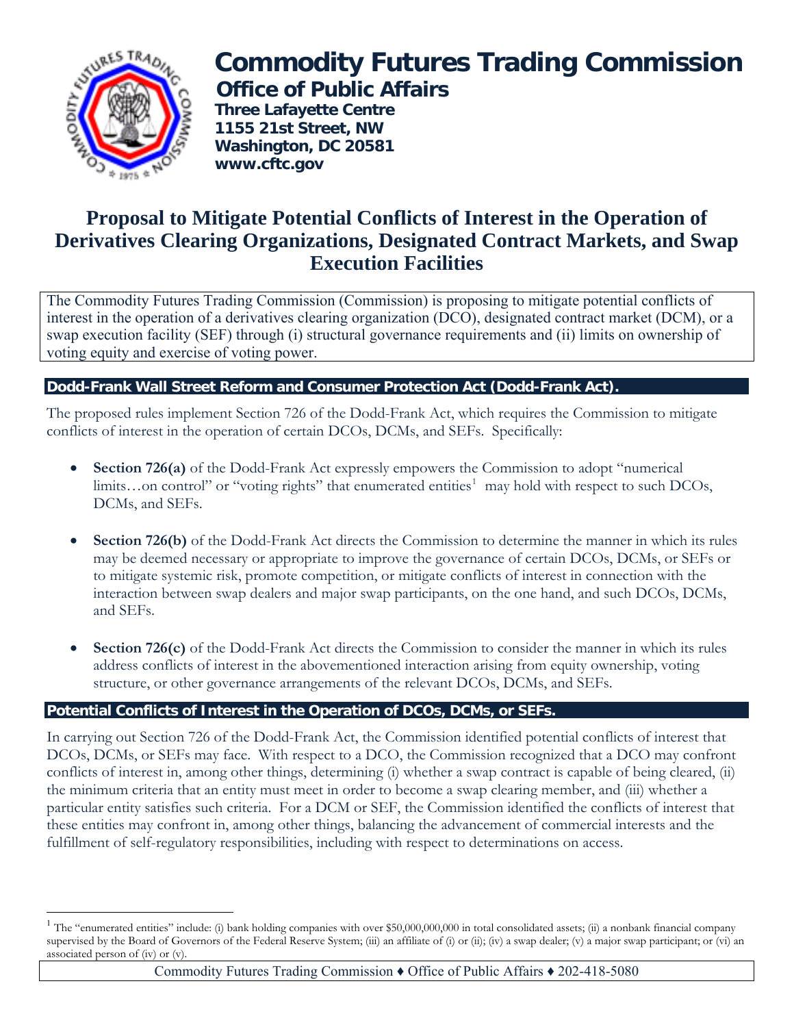# Commodity Futures Trading Commission

## Office of Public Affairs

**Three Lafayette Centre**
**1155 21st Street, NW**
**Washington, DC 20581**
**www.cftc.gov**

# Proposal to Mitigate Potential Conflicts of Interest in the Operation of Derivatives Clearing Organizations, Designated Contract Markets, and Swap Execution Facilities

The Commodity Futures Trading Commission (Commission) is proposing to mitigate potential conflicts of interest in the operation of a derivatives clearing organization (DCO), designated contract market (DCM), or a swap execution facility (SEF) through (i) structural governance requirements and (ii) limits on ownership of voting equity and exercise of voting power.

## Dodd-Frank Wall Street Reform and Consumer Protection Act (Dodd-Frank Act).

The proposed rules implement Section 726 of the Dodd-Frank Act, which requires the Commission to mitigate conflicts of interest in the operation of certain DCOs, DCMs, and SEFs. Specifically:

- **Section 726(a)** of the Dodd-Frank Act expressly empowers the Commission to adopt "numerical limits…on control" or "voting rights" that enumerated entities[1] may hold with respect to such DCOs, DCMs, and SEFs.
- **Section 726(b)** of the Dodd-Frank Act directs the Commission to determine the manner in which its rules may be deemed necessary or appropriate to improve the governance of certain DCOs, DCMs, or SEFs or to mitigate systemic risk, promote competition, or mitigate conflicts of interest in connection with the interaction between swap dealers and major swap participants, on the one hand, and such DCOs, DCMs, and SEFs.
- **Section 726(c)** of the Dodd-Frank Act directs the Commission to consider the manner in which its rules address conflicts of interest in the abovementioned interaction arising from equity ownership, voting structure, or other governance arrangements of the relevant DCOs, DCMs, and SEFs.

## Potential Conflicts of Interest in the Operation of DCOs, DCMs, or SEFs.

In carrying out Section 726 of the Dodd-Frank Act, the Commission identified potential conflicts of interest that DCOs, DCMs, or SEFs may face. With respect to a DCO, the Commission recognized that a DCO may confront conflicts of interest in, among other things, determining (i) whether a swap contract is capable of being cleared, (ii) the minimum criteria that an entity must meet in order to become a swap clearing member, and (iii) whether a particular entity satisfies such criteria. For a DCM or SEF, the Commission identified the conflicts of interest that these entities may confront in, among other things, balancing the advancement of commercial interests and the fulfillment of self-regulatory responsibilities, including with respect to determinations on access.

[1] The "enumerated entities" include: (i) bank holding companies with over $50,000,000,000 in total consolidated assets; (ii) a nonbank financial company supervised by the Board of Governors of the Federal Reserve System; (iii) an affiliate of (i) or (ii); (iv) a swap dealer; (v) a major swap participant; or (vi) an associated person of (iv) or (v).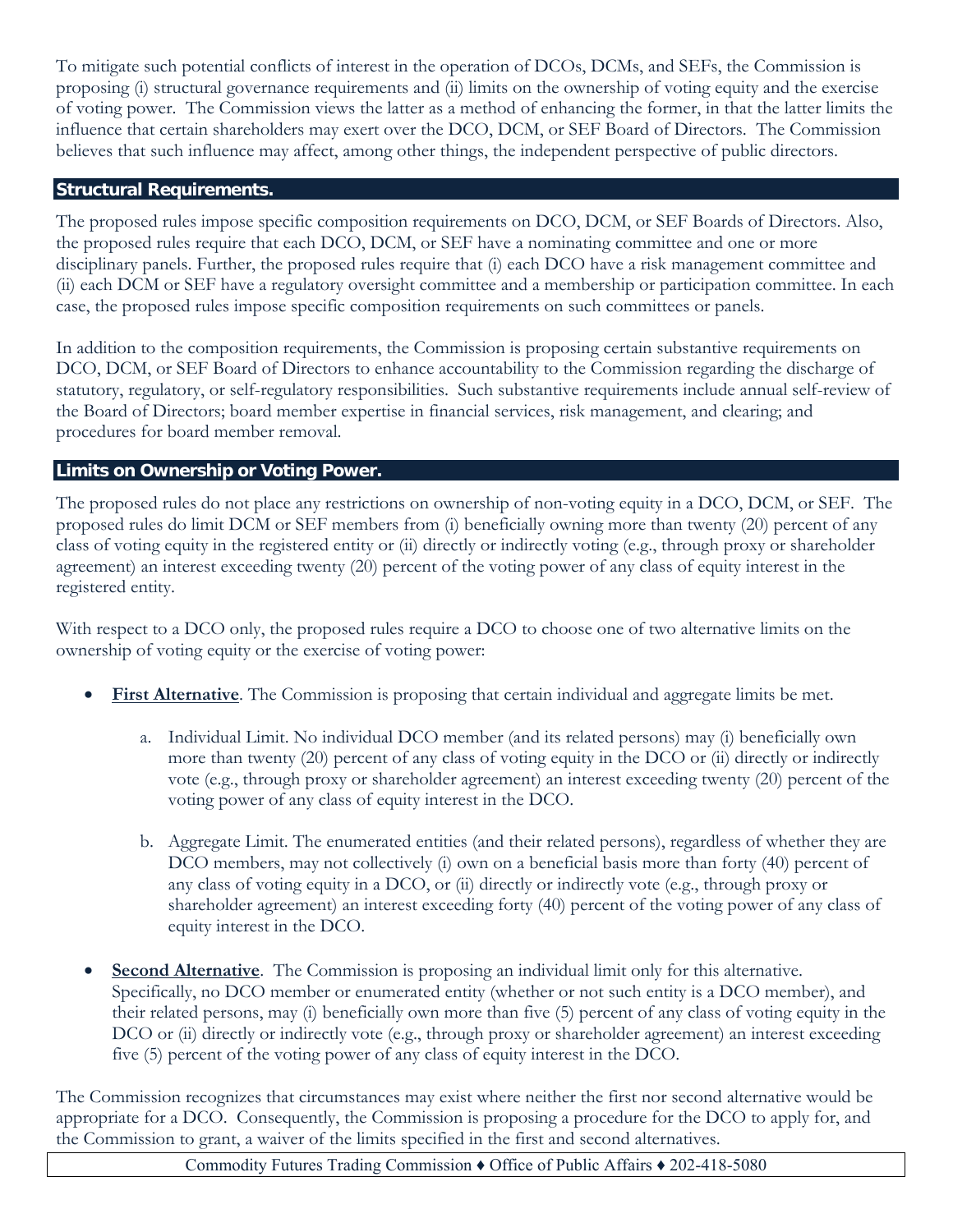To mitigate such potential conflicts of interest in the operation of DCOs, DCMs, and SEFs, the Commission is proposing (i) structural governance requirements and (ii) limits on the ownership of voting equity and the exercise of voting power. The Commission views the latter as a method of enhancing the former, in that the latter limits the influence that certain shareholders may exert over the DCO, DCM, or SEF Board of Directors. The Commission believes that such influence may affect, among other things, the independent perspective of public directors.

## Structural Requirements.

The proposed rules impose specific composition requirements on DCO, DCM, or SEF Boards of Directors. Also, the proposed rules require that each DCO, DCM, or SEF have a nominating committee and one or more disciplinary panels. Further, the proposed rules require that (i) each DCO have a risk management committee and (ii) each DCM or SEF have a regulatory oversight committee and a membership or participation committee. In each case, the proposed rules impose specific composition requirements on such committees or panels.

In addition to the composition requirements, the Commission is proposing certain substantive requirements on DCO, DCM, or SEF Board of Directors to enhance accountability to the Commission regarding the discharge of statutory, regulatory, or self-regulatory responsibilities. Such substantive requirements include annual self-review of the Board of Directors; board member expertise in financial services, risk management, and clearing; and procedures for board member removal.

## Limits on Ownership or Voting Power.

The proposed rules do not place any restrictions on ownership of non-voting equity in a DCO, DCM, or SEF. The proposed rules do limit DCM or SEF members from (i) beneficially owning more than twenty (20) percent of any class of voting equity in the registered entity or (ii) directly or indirectly voting (e.g., through proxy or shareholder agreement) an interest exceeding twenty (20) percent of the voting power of any class of equity interest in the registered entity.

With respect to a DCO only, the proposed rules require a DCO to choose one of two alternative limits on the ownership of voting equity or the exercise of voting power:

- **First Alternative**. The Commission is proposing that certain individual and aggregate limits be met.

    a. Individual Limit. No individual DCO member (and its related persons) may (i) beneficially own more than twenty (20) percent of any class of voting equity in the DCO or (ii) directly or indirectly vote (e.g., through proxy or shareholder agreement) an interest exceeding twenty (20) percent of the voting power of any class of equity interest in the DCO.

    b. Aggregate Limit. The enumerated entities (and their related persons), regardless of whether they are DCO members, may not collectively (i) own on a beneficial basis more than forty (40) percent of any class of voting equity in a DCO, or (ii) directly or indirectly vote (e.g., through proxy or shareholder agreement) an interest exceeding forty (40) percent of the voting power of any class of equity interest in the DCO.

- **Second Alternative**. The Commission is proposing an individual limit only for this alternative. Specifically, no DCO member or enumerated entity (whether or not such entity is a DCO member), and their related persons, may (i) beneficially own more than five (5) percent of any class of voting equity in the DCO or (ii) directly or indirectly vote (e.g., through proxy or shareholder agreement) an interest exceeding five (5) percent of the voting power of any class of equity interest in the DCO.

The Commission recognizes that circumstances may exist where neither the first nor second alternative would be appropriate for a DCO. Consequently, the Commission is proposing a procedure for the DCO to apply for, and the Commission to grant, a waiver of the limits specified in the first and second alternatives.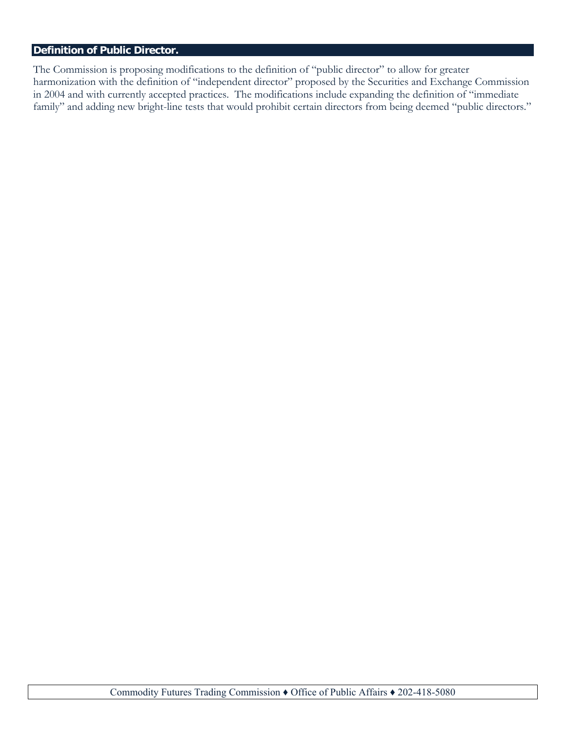## Definition of Public Director.

The Commission is proposing modifications to the definition of "public director" to allow for greater harmonization with the definition of "independent director" proposed by the Securities and Exchange Commission in 2004 and with currently accepted practices. The modifications include expanding the definition of "immediate family" and adding new bright-line tests that would prohibit certain directors from being deemed "public directors."